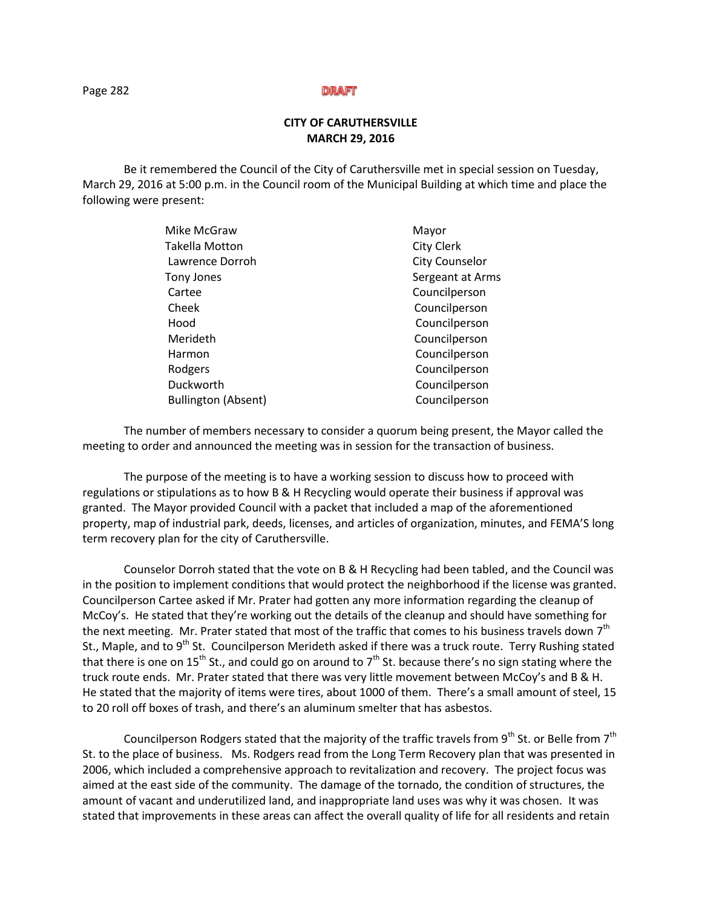DRAFT

**CITY OF CARUTHERSVILLE**
**MARCH 29, 2016**

Be it remembered the Council of the City of Caruthersville met in special session on Tuesday, March 29, 2016 at 5:00 p.m. in the Council room of the Municipal Building at which time and place the following were present:

| | |
|---|---|
| Mike McGraw | Mayor |
| Takella Motton | City Clerk |
| Lawrence Dorroh | City Counselor |
| Tony Jones | Sergeant at Arms |
| Cartee | Councilperson |
| Cheek | Councilperson |
| Hood | Councilperson |
| Merideth | Councilperson |
| Harmon | Councilperson |
| Rodgers | Councilperson |
| Duckworth | Councilperson |
| Bullington (Absent) | Councilperson |

The number of members necessary to consider a quorum being present, the Mayor called the meeting to order and announced the meeting was in session for the transaction of business.

The purpose of the meeting is to have a working session to discuss how to proceed with regulations or stipulations as to how B & H Recycling would operate their business if approval was granted. The Mayor provided Council with a packet that included a map of the aforementioned property, map of industrial park, deeds, licenses, and articles of organization, minutes, and FEMA'S long term recovery plan for the city of Caruthersville.

Counselor Dorroh stated that the vote on B & H Recycling had been tabled, and the Council was in the position to implement conditions that would protect the neighborhood if the license was granted. Councilperson Cartee asked if Mr. Prater had gotten any more information regarding the cleanup of McCoy's. He stated that they're working out the details of the cleanup and should have something for the next meeting. Mr. Prater stated that most of the traffic that comes to his business travels down 7th St., Maple, and to 9th St. Councilperson Merideth asked if there was a truck route. Terry Rushing stated that there is one on 15th St., and could go on around to 7th St. because there's no sign stating where the truck route ends. Mr. Prater stated that there was very little movement between McCoy's and B & H. He stated that the majority of items were tires, about 1000 of them. There's a small amount of steel, 15 to 20 roll off boxes of trash, and there's an aluminum smelter that has asbestos.

Councilperson Rodgers stated that the majority of the traffic travels from 9th St. or Belle from 7th St. to the place of business. Ms. Rodgers read from the Long Term Recovery plan that was presented in 2006, which included a comprehensive approach to revitalization and recovery. The project focus was aimed at the east side of the community. The damage of the tornado, the condition of structures, the amount of vacant and underutilized land, and inappropriate land uses was why it was chosen. It was stated that improvements in these areas can affect the overall quality of life for all residents and retain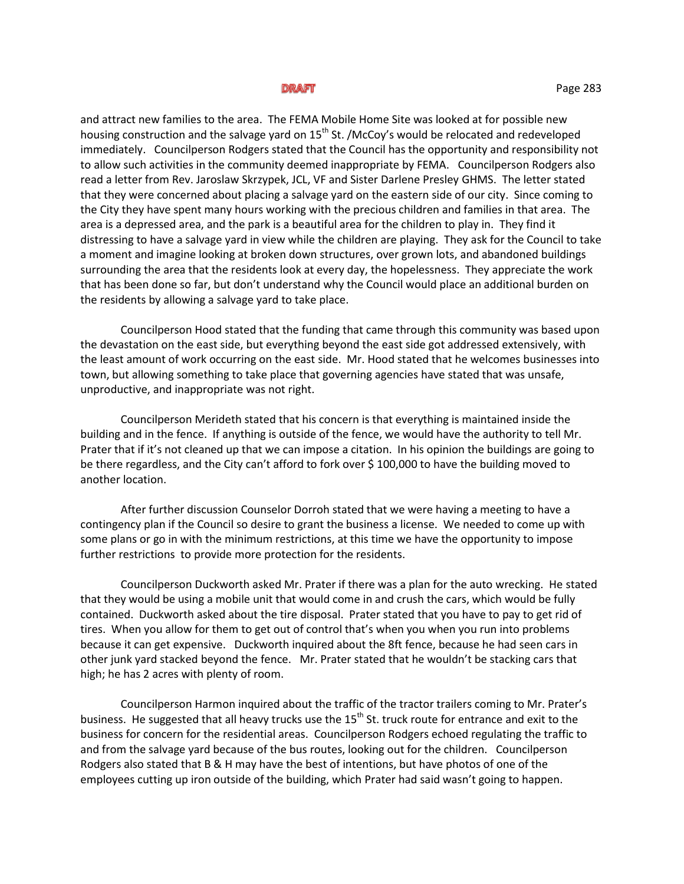and attract new families to the area. The FEMA Mobile Home Site was looked at for possible new housing construction and the salvage yard on 15th St. /McCoy's would be relocated and redeveloped immediately. Councilperson Rodgers stated that the Council has the opportunity and responsibility not to allow such activities in the community deemed inappropriate by FEMA. Councilperson Rodgers also read a letter from Rev. Jaroslaw Skrzypek, JCL, VF and Sister Darlene Presley GHMS. The letter stated that they were concerned about placing a salvage yard on the eastern side of our city. Since coming to the City they have spent many hours working with the precious children and families in that area. The area is a depressed area, and the park is a beautiful area for the children to play in. They find it distressing to have a salvage yard in view while the children are playing. They ask for the Council to take a moment and imagine looking at broken down structures, over grown lots, and abandoned buildings surrounding the area that the residents look at every day, the hopelessness. They appreciate the work that has been done so far, but don't understand why the Council would place an additional burden on the residents by allowing a salvage yard to take place.

Councilperson Hood stated that the funding that came through this community was based upon the devastation on the east side, but everything beyond the east side got addressed extensively, with the least amount of work occurring on the east side. Mr. Hood stated that he welcomes businesses into town, but allowing something to take place that governing agencies have stated that was unsafe, unproductive, and inappropriate was not right.

Councilperson Merideth stated that his concern is that everything is maintained inside the building and in the fence. If anything is outside of the fence, we would have the authority to tell Mr. Prater that if it's not cleaned up that we can impose a citation. In his opinion the buildings are going to be there regardless, and the City can't afford to fork over $ 100,000 to have the building moved to another location.

After further discussion Counselor Dorroh stated that we were having a meeting to have a contingency plan if the Council so desire to grant the business a license. We needed to come up with some plans or go in with the minimum restrictions, at this time we have the opportunity to impose further restrictions to provide more protection for the residents.

Councilperson Duckworth asked Mr. Prater if there was a plan for the auto wrecking. He stated that they would be using a mobile unit that would come in and crush the cars, which would be fully contained. Duckworth asked about the tire disposal. Prater stated that you have to pay to get rid of tires. When you allow for them to get out of control that's when you when you run into problems because it can get expensive. Duckworth inquired about the 8ft fence, because he had seen cars in other junk yard stacked beyond the fence. Mr. Prater stated that he wouldn't be stacking cars that high; he has 2 acres with plenty of room.

Councilperson Harmon inquired about the traffic of the tractor trailers coming to Mr. Prater's business. He suggested that all heavy trucks use the 15th St. truck route for entrance and exit to the business for concern for the residential areas. Councilperson Rodgers echoed regulating the traffic to and from the salvage yard because of the bus routes, looking out for the children. Councilperson Rodgers also stated that B & H may have the best of intentions, but have photos of one of the employees cutting up iron outside of the building, which Prater had said wasn't going to happen.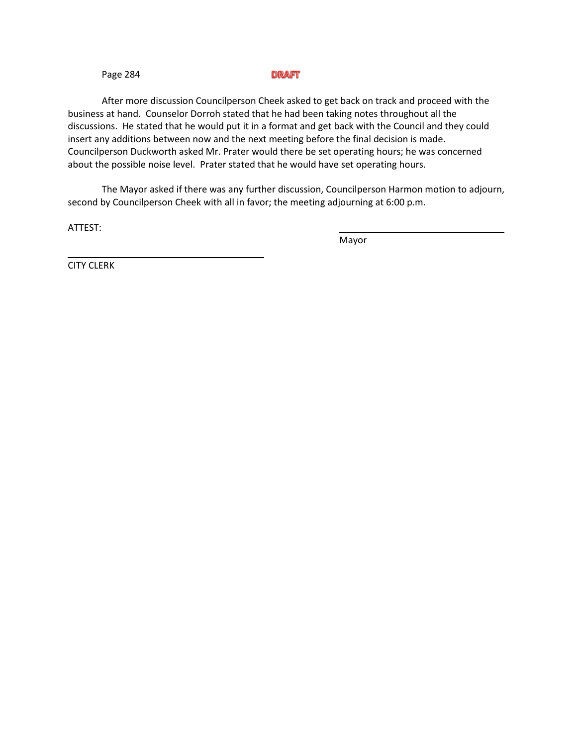DRAFT

After more discussion Councilperson Cheek asked to get back on track and proceed with the business at hand. Counselor Dorroh stated that he had been taking notes throughout all the discussions. He stated that he would put it in a format and get back with the Council and they could insert any additions between now and the next meeting before the final decision is made. Councilperson Duckworth asked Mr. Prater would there be set operating hours; he was concerned about the possible noise level. Prater stated that he would have set operating hours.

The Mayor asked if there was any further discussion, Councilperson Harmon motion to adjourn, second by Councilperson Cheek with all in favor; the meeting adjourning at 6:00 p.m.

ATTEST:

\_\_\_\_\_\_\_\_\_\_\_\_\_\_\_\_\_\_\_\_\_\_\_\_\_\_\_\_\_\_\_\_\_\_\_\_

Mayor

\_\_\_\_\_\_\_\_\_\_\_\_\_\_\_\_\_\_\_\_\_\_\_\_\_\_\_\_\_\_\_\_\_\_\_\_

CITY CLERK